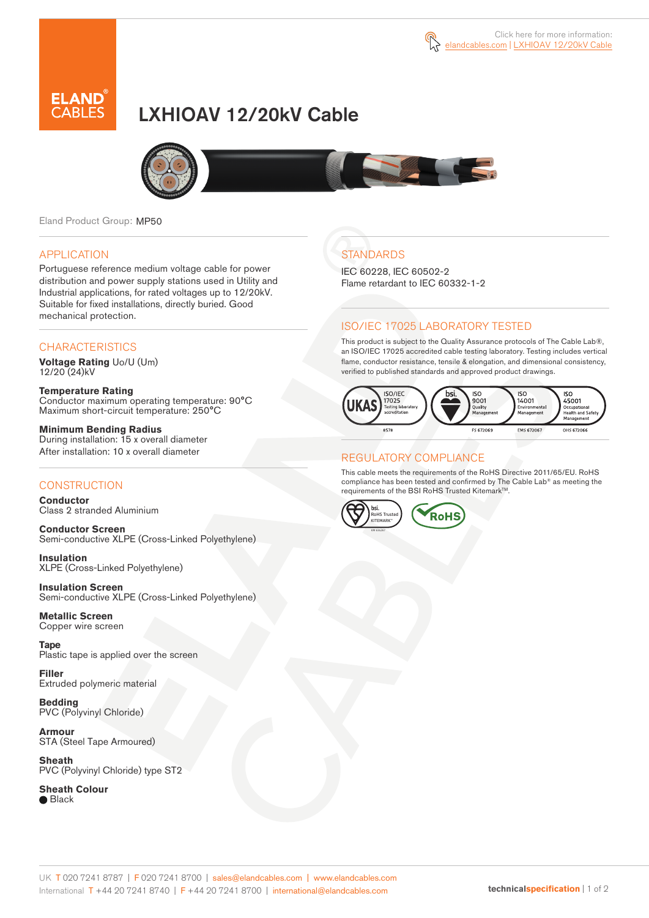Click here for more information: elandcables.com | LXHIOAV 12/20kV Cable

# LXHIOAV 12/20kV Cable

Eland Product Group: MP50

## APPLICATION

Portuguese reference medium voltage cable for power distribution and power supply stations used in Utility and Industrial applications, for rated voltages up to 12/20kV. Suitable for fixed installations, directly buried. Good mechanical protection.

## CHARACTERISTICS

**Voltage Rating** Uo/U (Um)
12/20 (24)kV

**Temperature Rating**
Conductor maximum operating temperature: 90°C
Maximum short-circuit temperature: 250°C

**Minimum Bending Radius**
During installation: 15 x overall diameter
After installation: 10 x overall diameter

## CONSTRUCTION

**Conductor**
Class 2 stranded Aluminium

**Conductor Screen**
Semi-conductive XLPE (Cross-Linked Polyethylene)

**Insulation**
XLPE (Cross-Linked Polyethylene)

**Insulation Screen**
Semi-conductive XLPE (Cross-Linked Polyethylene)

**Metallic Screen**
Copper wire screen

**Tape**
Plastic tape is applied over the screen

**Filler**
Extruded polymeric material

**Bedding**
PVC (Polyvinyl Chloride)

**Armour**
STA (Steel Tape Armoured)

**Sheath**
PVC (Polyvinyl Chloride) type ST2

**Sheath Colour**
● Black

## STANDARDS

IEC 60228, IEC 60502-2
Flame retardant to IEC 60332-1-2

## ISO/IEC 17025 LABORATORY TESTED

This product is subject to the Quality Assurance protocols of The Cable Lab®, an ISO/IEC 17025 accredited cable testing laboratory. Testing includes vertical flame, conductor resistance, tensile & elongation, and dimensional consistency, verified to published standards and approved product drawings.

UKAS ISO/IEC 17025 Testing laboratory accreditation 8578 | bsi. ISO 9001 Quality Management FS 672069 | ISO 14001 Environmental Management EMS 672067 | ISO 45001 Occupational Health and Safety Management OHS 672066

## REGULATORY COMPLIANCE

This cable meets the requirements of the RoHS Directive 2011/65/EU. RoHS compliance has been tested and confirmed by The Cable Lab® as meeting the requirements of the BSI RoHS Trusted Kitemark™.

bsi. RoHS Trusted KITEMARK™ | RoHS

UK T 020 7241 8787 | F 020 7241 8700 | sales@elandcables.com | www.elandcables.com
International T +44 20 7241 8740 | F +44 20 7241 8700 | international@elandcables.com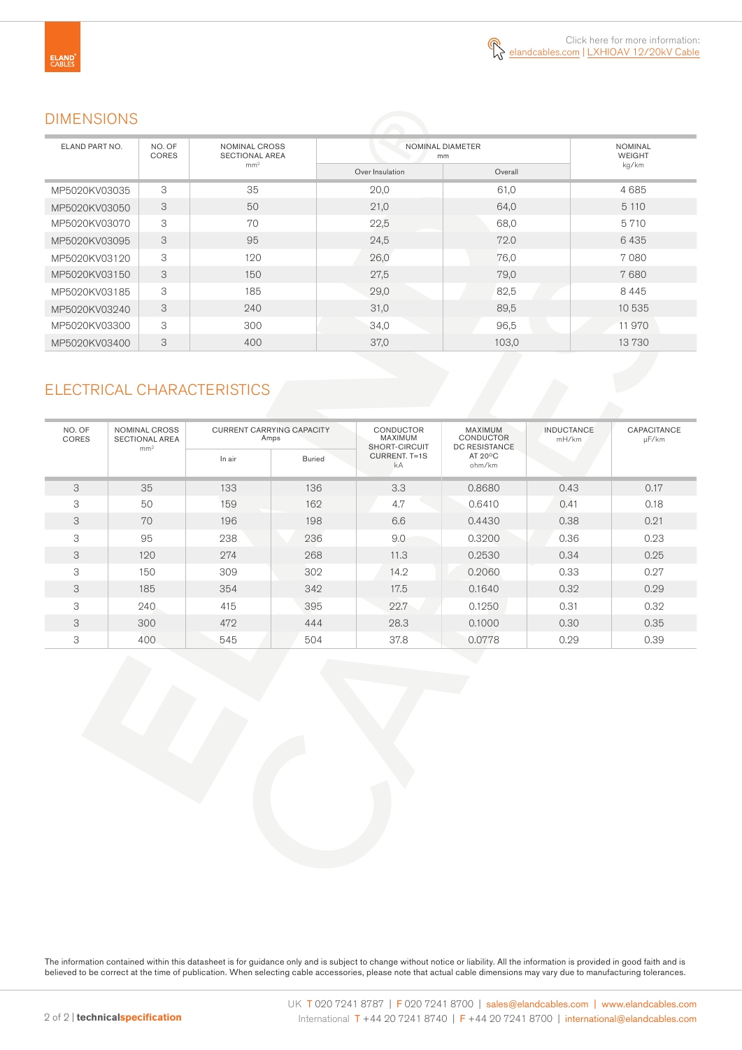Click here for more information:
elandcables.com | LXHIOAV 12/20kV Cable

## DIMENSIONS

| ELAND PART NO. | NO. OF CORES | NOMINAL CROSS SECTIONAL AREA mm² | NOMINAL DIAMETER mm | | NOMINAL WEIGHT kg/km |
|---|---|---|---|---|---|
| | | | Over Insulation | Overall | |
| MP5020KV03035 | 3 | 35 | 20,0 | 61,0 | 4 685 |
| MP5020KV03050 | 3 | 50 | 21,0 | 64,0 | 5 110 |
| MP5020KV03070 | 3 | 70 | 22,5 | 68,0 | 5 710 |
| MP5020KV03095 | 3 | 95 | 24,5 | 72.0 | 6 435 |
| MP5020KV03120 | 3 | 120 | 26,0 | 76,0 | 7 080 |
| MP5020KV03150 | 3 | 150 | 27,5 | 79,0 | 7 680 |
| MP5020KV03185 | 3 | 185 | 29,0 | 82,5 | 8 445 |
| MP5020KV03240 | 3 | 240 | 31,0 | 89,5 | 10 535 |
| MP5020KV03300 | 3 | 300 | 34,0 | 96,5 | 11 970 |
| MP5020KV03400 | 3 | 400 | 37,0 | 103,0 | 13 730 |

## ELECTRICAL CHARACTERISTICS

| NO. OF CORES | NOMINAL CROSS SECTIONAL AREA mm² | CURRENT CARRYING CAPACITY Amps | | CONDUCTOR MAXIMUM SHORT-CIRCUIT CURRENT. T=1S kA | MAXIMUM CONDUCTOR DC RESISTANCE AT 20ºC ohm/km | INDUCTANCE mH/km | CAPACITANCE µF/km |
|---|---|---|---|---|---|---|---|
| | | In air | Buried | | | | |
| 3 | 35 | 133 | 136 | 3.3 | 0.8680 | 0.43 | 0.17 |
| 3 | 50 | 159 | 162 | 4.7 | 0.6410 | 0.41 | 0.18 |
| 3 | 70 | 196 | 198 | 6.6 | 0.4430 | 0.38 | 0.21 |
| 3 | 95 | 238 | 236 | 9.0 | 0.3200 | 0.36 | 0.23 |
| 3 | 120 | 274 | 268 | 11.3 | 0.2530 | 0.34 | 0.25 |
| 3 | 150 | 309 | 302 | 14.2 | 0.2060 | 0.33 | 0.27 |
| 3 | 185 | 354 | 342 | 17.5 | 0.1640 | 0.32 | 0.29 |
| 3 | 240 | 415 | 395 | 22.7 | 0.1250 | 0.31 | 0.32 |
| 3 | 300 | 472 | 444 | 28.3 | 0.1000 | 0.30 | 0.35 |
| 3 | 400 | 545 | 504 | 37.8 | 0.0778 | 0.29 | 0.39 |

The information contained within this datasheet is for guidance only and is subject to change without notice or liability. All the information is provided in good faith and is believed to be correct at the time of publication. When selecting cable accessories, please note that actual cable dimensions may vary due to manufacturing tolerances.

UK T 020 7241 8787 | F 020 7241 8700 | sales@elandcables.com | www.elandcables.com
International T +44 20 7241 8740 | F +44 20 7241 8700 | international@elandcables.com